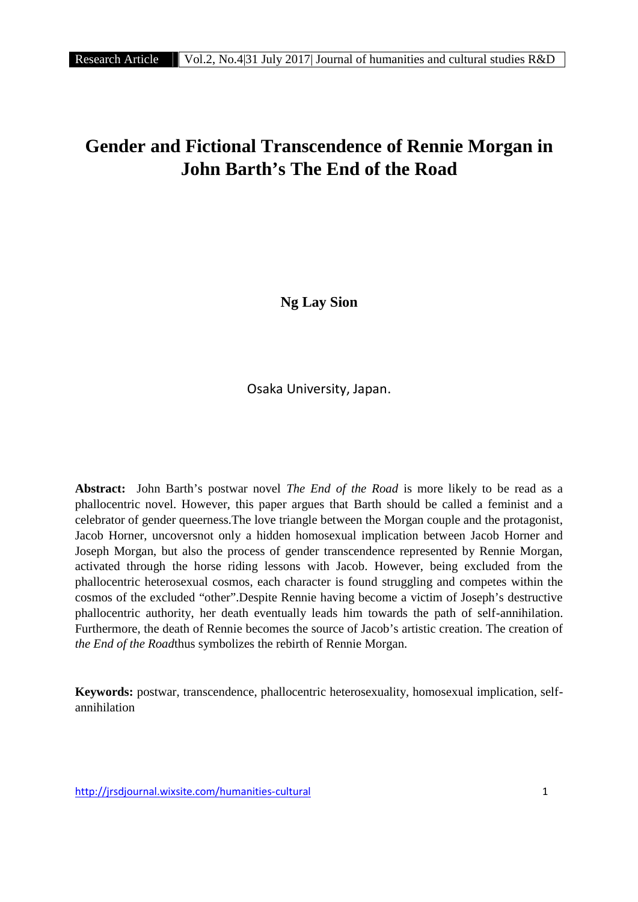# Gender and Fictional Transcendence of Rennie Morgan in John Barth's The End of the Road

**Ng Lay Sion**

Osaka University, Japan.

**Abstract:** John Barth's postwar novel *The End of the Road* is more likely to be read as a phallocentric novel. However, this paper argues that Barth should be called a feminist and a celebrator of gender queerness.The love triangle between the Morgan couple and the protagonist, Jacob Horner, uncoversnot only a hidden homosexual implication between Jacob Horner and Joseph Morgan, but also the process of gender transcendence represented by Rennie Morgan, activated through the horse riding lessons with Jacob. However, being excluded from the phallocentric heterosexual cosmos, each character is found struggling and competes within the cosmos of the excluded "other".Despite Rennie having become a victim of Joseph's destructive phallocentric authority, her death eventually leads him towards the path of self-annihilation. Furthermore, the death of Rennie becomes the source of Jacob's artistic creation. The creation of *the End of the Road*thus symbolizes the rebirth of Rennie Morgan.

**Keywords:** postwar, transcendence, phallocentric heterosexuality, homosexual implication, self-annihilation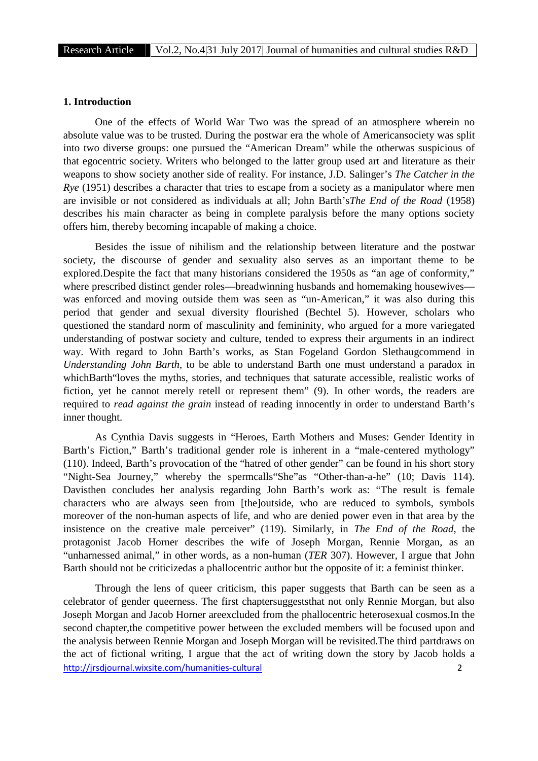## 1. Introduction

One of the effects of World War Two was the spread of an atmosphere wherein no absolute value was to be trusted. During the postwar era the whole of Americansociety was split into two diverse groups: one pursued the "American Dream" while the otherwas suspicious of that egocentric society. Writers who belonged to the latter group used art and literature as their weapons to show society another side of reality. For instance, J.D. Salinger's *The Catcher in the Rye* (1951) describes a character that tries to escape from a society as a manipulator where men are invisible or not considered as individuals at all; John Barth's*The End of the Road* (1958) describes his main character as being in complete paralysis before the many options society offers him, thereby becoming incapable of making a choice.

Besides the issue of nihilism and the relationship between literature and the postwar society, the discourse of gender and sexuality also serves as an important theme to be explored.Despite the fact that many historians considered the 1950s as "an age of conformity," where prescribed distinct gender roles—breadwinning husbands and homemaking housewives—was enforced and moving outside them was seen as "un-American," it was also during this period that gender and sexual diversity flourished (Bechtel 5). However, scholars who questioned the standard norm of masculinity and femininity, who argued for a more variegated understanding of postwar society and culture, tended to express their arguments in an indirect way. With regard to John Barth's works, as Stan Fogeland Gordon Slethaugcommend in *Understanding John Barth*, to be able to understand Barth one must understand a paradox in whichBarth"loves the myths, stories, and techniques that saturate accessible, realistic works of fiction, yet he cannot merely retell or represent them" (9). In other words, the readers are required to *read against the grain* instead of reading innocently in order to understand Barth's inner thought.

As Cynthia Davis suggests in "Heroes, Earth Mothers and Muses: Gender Identity in Barth's Fiction," Barth's traditional gender role is inherent in a "male-centered mythology" (110). Indeed, Barth's provocation of the "hatred of other gender" can be found in his short story "Night-Sea Journey," whereby the spermcalls"She"as "Other-than-a-he" (10; Davis 114). Davisthen concludes her analysis regarding John Barth's work as: "The result is female characters who are always seen from [the]outside, who are reduced to symbols, symbols moreover of the non-human aspects of life, and who are denied power even in that area by the insistence on the creative male perceiver" (119). Similarly, in *The End of the Road*, the protagonist Jacob Horner describes the wife of Joseph Morgan, Rennie Morgan, as an "unharnessed animal," in other words, as a non-human (*TER* 307). However, I argue that John Barth should not be criticizedas a phallocentric author but the opposite of it: a feminist thinker.

Through the lens of queer criticism, this paper suggests that Barth can be seen as a celebrator of gender queerness. The first chaptersuggeststhat not only Rennie Morgan, but also Joseph Morgan and Jacob Horner areexcluded from the phallocentric heterosexual cosmos.In the second chapter,the competitive power between the excluded members will be focused upon and the analysis between Rennie Morgan and Joseph Morgan will be revisited.The third partdraws on the act of fictional writing, I argue that the act of writing down the story by Jacob holds a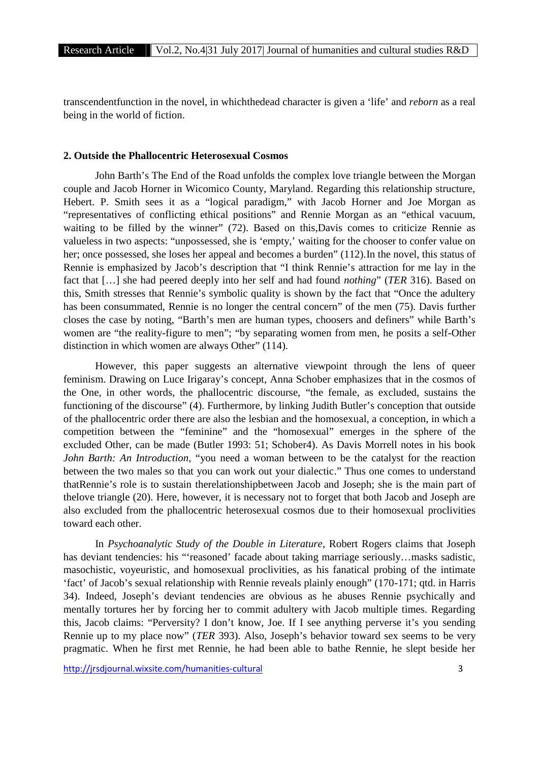transcendentfunction in the novel, in whichthedead character is given a 'life' and *reborn* as a real being in the world of fiction.

## 2. Outside the Phallocentric Heterosexual Cosmos

John Barth's The End of the Road unfolds the complex love triangle between the Morgan couple and Jacob Horner in Wicomico County, Maryland. Regarding this relationship structure, Hebert. P. Smith sees it as a "logical paradigm," with Jacob Horner and Joe Morgan as "representatives of conflicting ethical positions" and Rennie Morgan as an "ethical vacuum, waiting to be filled by the winner" (72). Based on this,Davis comes to criticize Rennie as valueless in two aspects: "unpossessed, she is 'empty,' waiting for the chooser to confer value on her; once possessed, she loses her appeal and becomes a burden" (112).In the novel, this status of Rennie is emphasized by Jacob's description that "I think Rennie's attraction for me lay in the fact that […] she had peered deeply into her self and had found *nothing*" (*TER* 316). Based on this, Smith stresses that Rennie's symbolic quality is shown by the fact that "Once the adultery has been consummated, Rennie is no longer the central concern" of the men (75). Davis further closes the case by noting, "Barth's men are human types, choosers and definers" while Barth's women are "the reality-figure to men"; "by separating women from men, he posits a self-Other distinction in which women are always Other" (114).

However, this paper suggests an alternative viewpoint through the lens of queer feminism. Drawing on Luce Irigaray's concept, Anna Schober emphasizes that in the cosmos of the One, in other words, the phallocentric discourse, "the female, as excluded, sustains the functioning of the discourse" (4). Furthermore, by linking Judith Butler's conception that outside of the phallocentric order there are also the lesbian and the homosexual, a conception, in which a competition between the "feminine" and the "homosexual" emerges in the sphere of the excluded Other, can be made (Butler 1993: 51; Schober4). As Davis Morrell notes in his book *John Barth: An Introduction*, "you need a woman between to be the catalyst for the reaction between the two males so that you can work out your dialectic." Thus one comes to understand thatRennie's role is to sustain therelationshipbetween Jacob and Joseph; she is the main part of thelove triangle (20). Here, however, it is necessary not to forget that both Jacob and Joseph are also excluded from the phallocentric heterosexual cosmos due to their homosexual proclivities toward each other.

In *Psychoanalytic Study of the Double in Literature*, Robert Rogers claims that Joseph has deviant tendencies: his "'reasoned' facade about taking marriage seriously…masks sadistic, masochistic, voyeuristic, and homosexual proclivities, as his fanatical probing of the intimate 'fact' of Jacob's sexual relationship with Rennie reveals plainly enough" (170-171; qtd. in Harris 34). Indeed, Joseph's deviant tendencies are obvious as he abuses Rennie psychically and mentally tortures her by forcing her to commit adultery with Jacob multiple times. Regarding this, Jacob claims: "Perversity? I don't know, Joe. If I see anything perverse it's you sending Rennie up to my place now" (*TER* 393). Also, Joseph's behavior toward sex seems to be very pragmatic. When he first met Rennie, he had been able to bathe Rennie, he slept beside her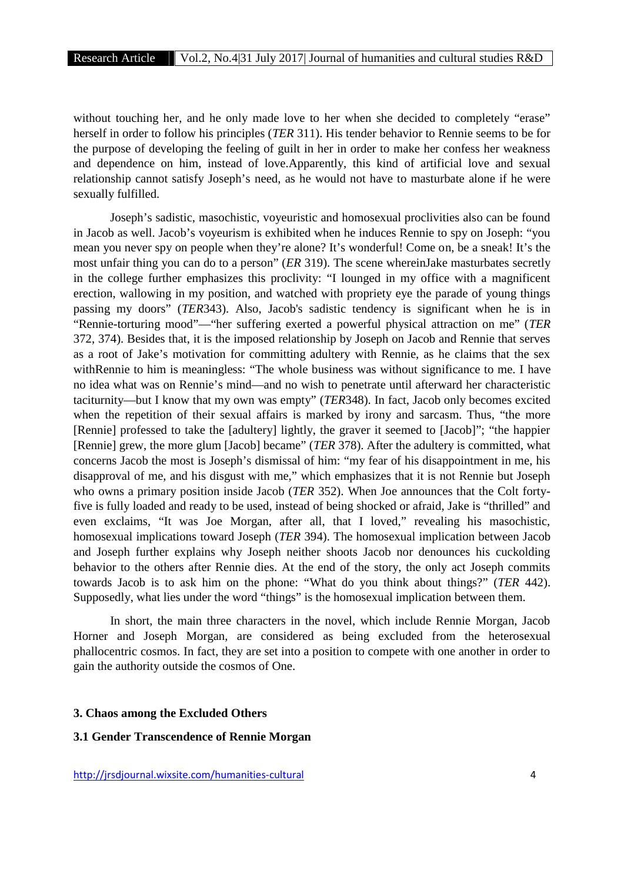without touching her, and he only made love to her when she decided to completely "erase" herself in order to follow his principles (*TER* 311). His tender behavior to Rennie seems to be for the purpose of developing the feeling of guilt in her in order to make her confess her weakness and dependence on him, instead of love.Apparently, this kind of artificial love and sexual relationship cannot satisfy Joseph's need, as he would not have to masturbate alone if he were sexually fulfilled.

Joseph's sadistic, masochistic, voyeuristic and homosexual proclivities also can be found in Jacob as well. Jacob's voyeurism is exhibited when he induces Rennie to spy on Joseph: "you mean you never spy on people when they're alone? It's wonderful! Come on, be a sneak! It's the most unfair thing you can do to a person" (*ER* 319). The scene whereinJake masturbates secretly in the college further emphasizes this proclivity: "I lounged in my office with a magnificent erection, wallowing in my position, and watched with propriety eye the parade of young things passing my doors" (*TER*343). Also, Jacob's sadistic tendency is significant when he is in "Rennie-torturing mood"—"her suffering exerted a powerful physical attraction on me" (*TER* 372, 374). Besides that, it is the imposed relationship by Joseph on Jacob and Rennie that serves as a root of Jake's motivation for committing adultery with Rennie, as he claims that the sex withRennie to him is meaningless: "The whole business was without significance to me. I have no idea what was on Rennie's mind—and no wish to penetrate until afterward her characteristic taciturnity—but I know that my own was empty" (*TER*348). In fact, Jacob only becomes excited when the repetition of their sexual affairs is marked by irony and sarcasm. Thus, "the more [Rennie] professed to take the [adultery] lightly, the graver it seemed to [Jacob]"; "the happier [Rennie] grew, the more glum [Jacob] became" (*TER* 378). After the adultery is committed, what concerns Jacob the most is Joseph's dismissal of him: "my fear of his disappointment in me, his disapproval of me, and his disgust with me," which emphasizes that it is not Rennie but Joseph who owns a primary position inside Jacob (*TER* 352). When Joe announces that the Colt forty-five is fully loaded and ready to be used, instead of being shocked or afraid, Jake is "thrilled" and even exclaims, "It was Joe Morgan, after all, that I loved," revealing his masochistic, homosexual implications toward Joseph (*TER* 394). The homosexual implication between Jacob and Joseph further explains why Joseph neither shoots Jacob nor denounces his cuckolding behavior to the others after Rennie dies. At the end of the story, the only act Joseph commits towards Jacob is to ask him on the phone: "What do you think about things?" (*TER* 442). Supposedly, what lies under the word "things" is the homosexual implication between them.

In short, the main three characters in the novel, which include Rennie Morgan, Jacob Horner and Joseph Morgan, are considered as being excluded from the heterosexual phallocentric cosmos. In fact, they are set into a position to compete with one another in order to gain the authority outside the cosmos of One.

## 3. Chaos among the Excluded Others

### 3.1 Gender Transcendence of Rennie Morgan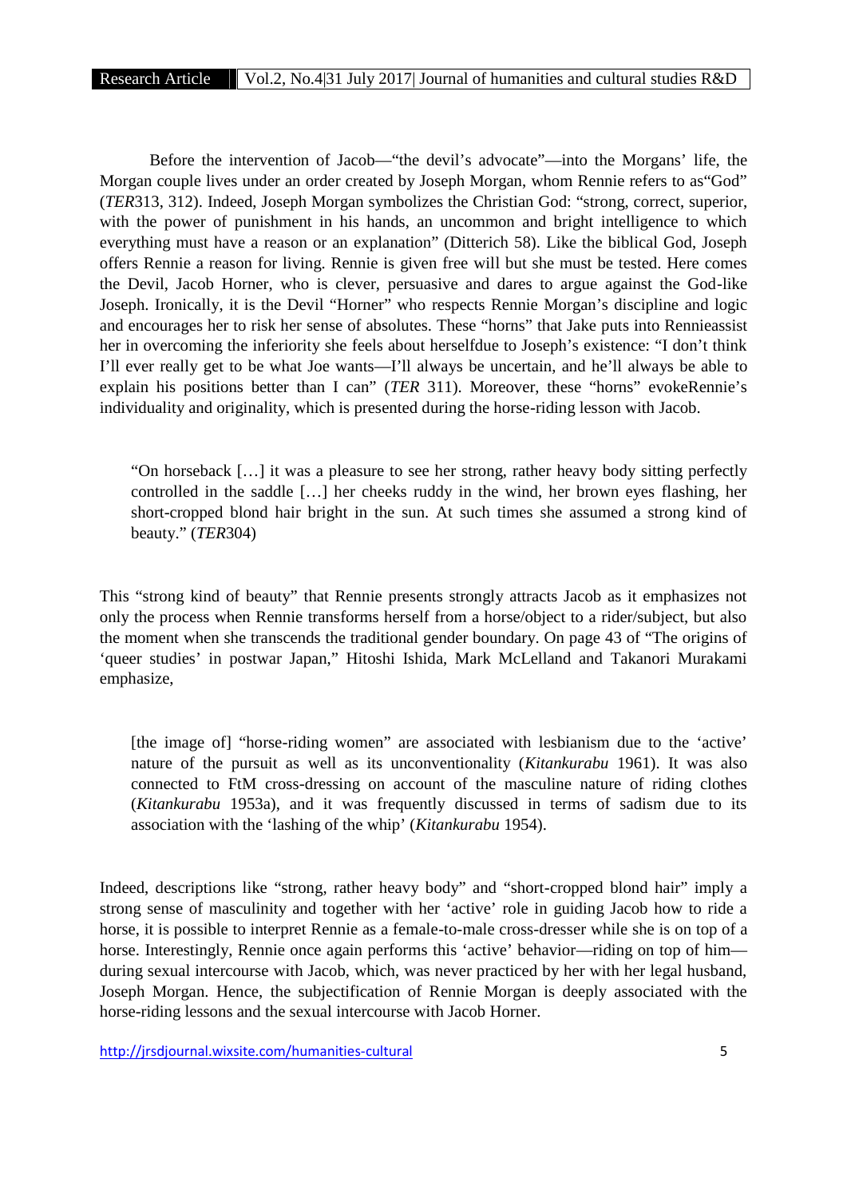Before the intervention of Jacob—"the devil's advocate"—into the Morgans' life, the Morgan couple lives under an order created by Joseph Morgan, whom Rennie refers to as"God" (*TER*313, 312). Indeed, Joseph Morgan symbolizes the Christian God: "strong, correct, superior, with the power of punishment in his hands, an uncommon and bright intelligence to which everything must have a reason or an explanation" (Ditterich 58). Like the biblical God, Joseph offers Rennie a reason for living. Rennie is given free will but she must be tested. Here comes the Devil, Jacob Horner, who is clever, persuasive and dares to argue against the God-like Joseph. Ironically, it is the Devil "Horner" who respects Rennie Morgan's discipline and logic and encourages her to risk her sense of absolutes. These "horns" that Jake puts into Rennieassist her in overcoming the inferiority she feels about herselfdue to Joseph's existence: "I don't think I'll ever really get to be what Joe wants—I'll always be uncertain, and he'll always be able to explain his positions better than I can" (*TER* 311). Moreover, these "horns" evokeRennie's individuality and originality, which is presented during the horse-riding lesson with Jacob.

> "On horseback […] it was a pleasure to see her strong, rather heavy body sitting perfectly controlled in the saddle […] her cheeks ruddy in the wind, her brown eyes flashing, her short-cropped blond hair bright in the sun. At such times she assumed a strong kind of beauty." (*TER*304)

This "strong kind of beauty" that Rennie presents strongly attracts Jacob as it emphasizes not only the process when Rennie transforms herself from a horse/object to a rider/subject, but also the moment when she transcends the traditional gender boundary. On page 43 of "The origins of 'queer studies' in postwar Japan," Hitoshi Ishida, Mark McLelland and Takanori Murakami emphasize,

> [the image of] "horse-riding women" are associated with lesbianism due to the 'active' nature of the pursuit as well as its unconventionality (*Kitankurabu* 1961). It was also connected to FtM cross-dressing on account of the masculine nature of riding clothes (*Kitankurabu* 1953a), and it was frequently discussed in terms of sadism due to its association with the 'lashing of the whip' (*Kitankurabu* 1954).

Indeed, descriptions like "strong, rather heavy body" and "short-cropped blond hair" imply a strong sense of masculinity and together with her 'active' role in guiding Jacob how to ride a horse, it is possible to interpret Rennie as a female-to-male cross-dresser while she is on top of a horse. Interestingly, Rennie once again performs this 'active' behavior—riding on top of him—during sexual intercourse with Jacob, which, was never practiced by her with her legal husband, Joseph Morgan. Hence, the subjectification of Rennie Morgan is deeply associated with the horse-riding lessons and the sexual intercourse with Jacob Horner.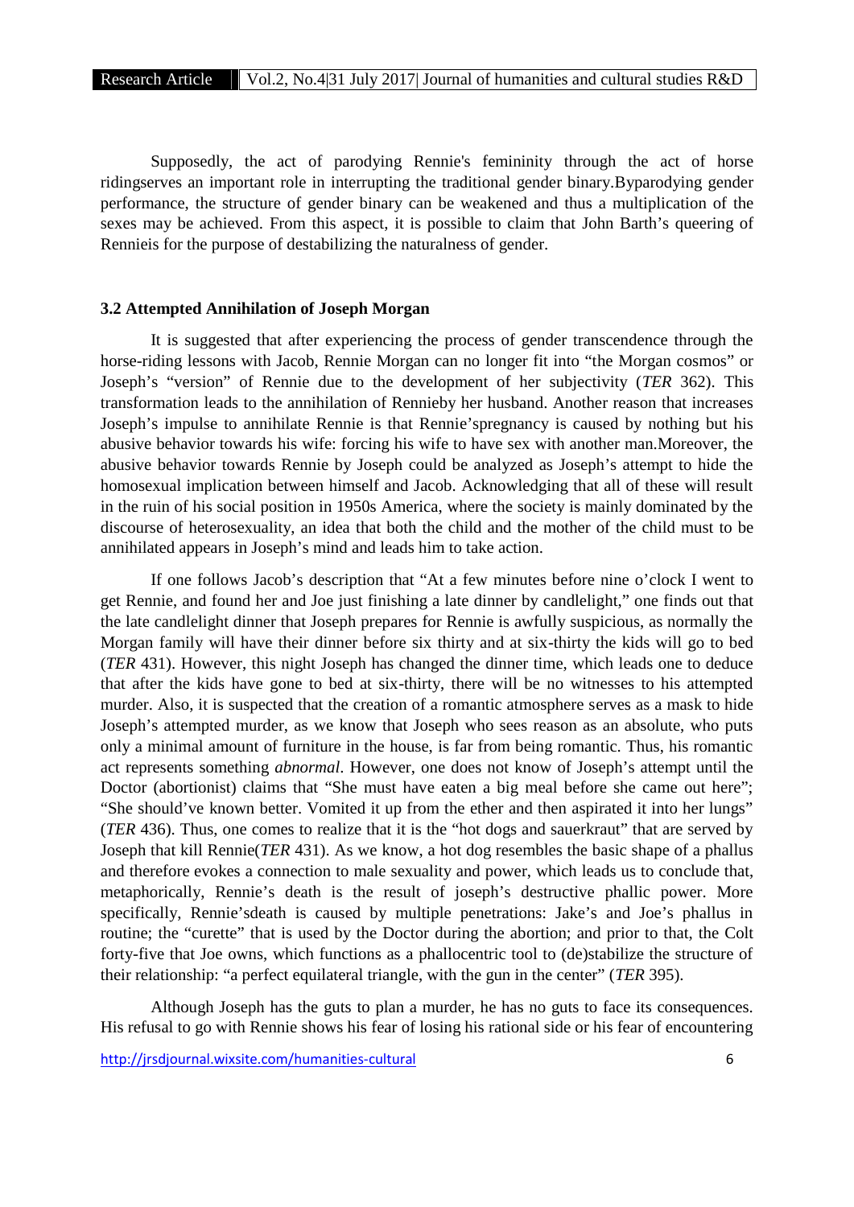Supposedly, the act of parodying Rennie's femininity through the act of horse ridingserves an important role in interrupting the traditional gender binary.Byparodying gender performance, the structure of gender binary can be weakened and thus a multiplication of the sexes may be achieved. From this aspect, it is possible to claim that John Barth's queering of Rennieis for the purpose of destabilizing the naturalness of gender.

### 3.2 Attempted Annihilation of Joseph Morgan

It is suggested that after experiencing the process of gender transcendence through the horse-riding lessons with Jacob, Rennie Morgan can no longer fit into "the Morgan cosmos" or Joseph's "version" of Rennie due to the development of her subjectivity (*TER* 362). This transformation leads to the annihilation of Rennieby her husband. Another reason that increases Joseph's impulse to annihilate Rennie is that Rennie'spregnancy is caused by nothing but his abusive behavior towards his wife: forcing his wife to have sex with another man.Moreover, the abusive behavior towards Rennie by Joseph could be analyzed as Joseph's attempt to hide the homosexual implication between himself and Jacob. Acknowledging that all of these will result in the ruin of his social position in 1950s America, where the society is mainly dominated by the discourse of heterosexuality, an idea that both the child and the mother of the child must to be annihilated appears in Joseph's mind and leads him to take action.

If one follows Jacob's description that "At a few minutes before nine o'clock I went to get Rennie, and found her and Joe just finishing a late dinner by candlelight," one finds out that the late candlelight dinner that Joseph prepares for Rennie is awfully suspicious, as normally the Morgan family will have their dinner before six thirty and at six-thirty the kids will go to bed (*TER* 431). However, this night Joseph has changed the dinner time, which leads one to deduce that after the kids have gone to bed at six-thirty, there will be no witnesses to his attempted murder. Also, it is suspected that the creation of a romantic atmosphere serves as a mask to hide Joseph's attempted murder, as we know that Joseph who sees reason as an absolute, who puts only a minimal amount of furniture in the house, is far from being romantic. Thus, his romantic act represents something *abnormal*. However, one does not know of Joseph's attempt until the Doctor (abortionist) claims that "She must have eaten a big meal before she came out here"; "She should've known better. Vomited it up from the ether and then aspirated it into her lungs" (*TER* 436). Thus, one comes to realize that it is the "hot dogs and sauerkraut" that are served by Joseph that kill Rennie(*TER* 431). As we know, a hot dog resembles the basic shape of a phallus and therefore evokes a connection to male sexuality and power, which leads us to conclude that, metaphorically, Rennie's death is the result of joseph's destructive phallic power. More specifically, Rennie'sdeath is caused by multiple penetrations: Jake's and Joe's phallus in routine; the "curette" that is used by the Doctor during the abortion; and prior to that, the Colt forty-five that Joe owns, which functions as a phallocentric tool to (de)stabilize the structure of their relationship: "a perfect equilateral triangle, with the gun in the center" (*TER* 395).

Although Joseph has the guts to plan a murder, he has no guts to face its consequences. His refusal to go with Rennie shows his fear of losing his rational side or his fear of encountering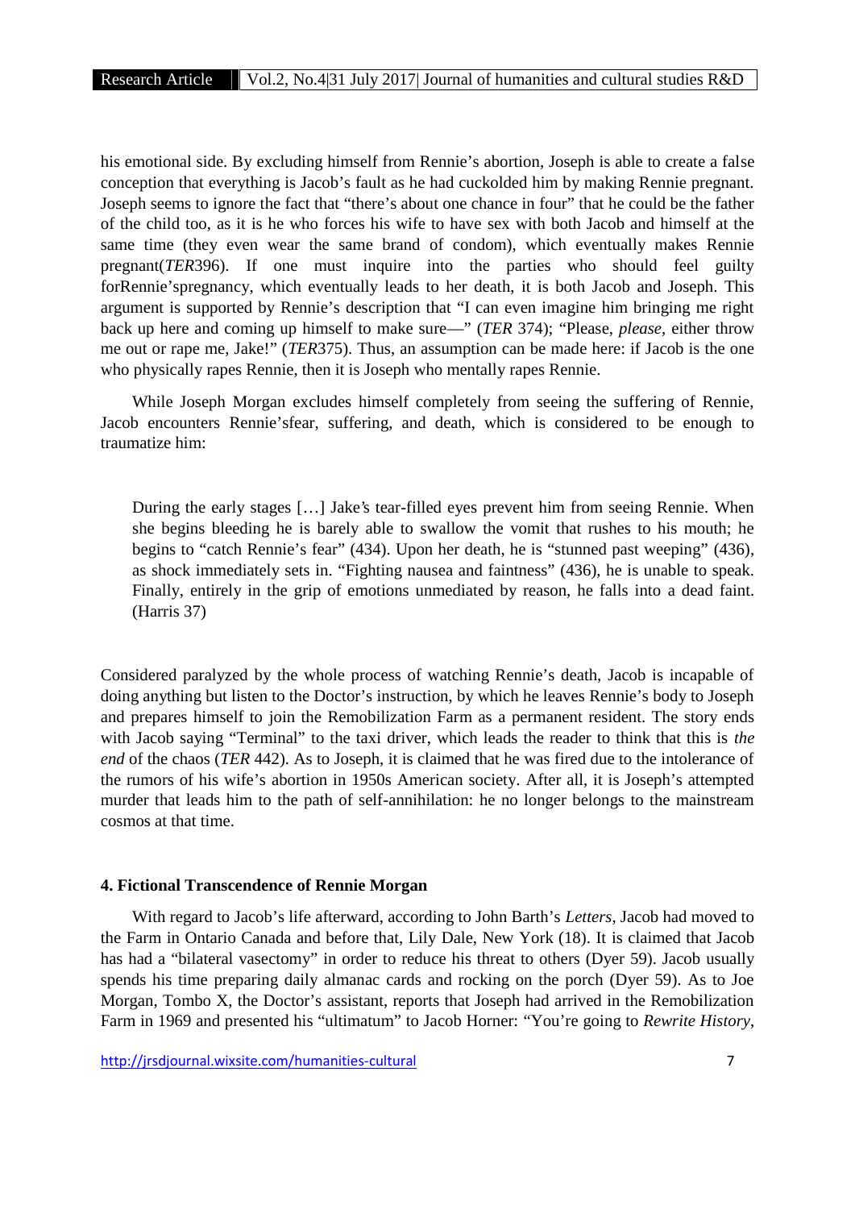his emotional side. By excluding himself from Rennie's abortion, Joseph is able to create a false conception that everything is Jacob's fault as he had cuckolded him by making Rennie pregnant. Joseph seems to ignore the fact that "there's about one chance in four" that he could be the father of the child too, as it is he who forces his wife to have sex with both Jacob and himself at the same time (they even wear the same brand of condom), which eventually makes Rennie pregnant(*TER*396). If one must inquire into the parties who should feel guilty forRennie'spregnancy, which eventually leads to her death, it is both Jacob and Joseph. This argument is supported by Rennie's description that "I can even imagine him bringing me right back up here and coming up himself to make sure—" (*TER* 374); "Please, *please*, either throw me out or rape me, Jake!" (*TER*375). Thus, an assumption can be made here: if Jacob is the one who physically rapes Rennie, then it is Joseph who mentally rapes Rennie.

While Joseph Morgan excludes himself completely from seeing the suffering of Rennie, Jacob encounters Rennie'sfear, suffering, and death, which is considered to be enough to traumatize him:

> During the early stages […] Jake's tear-filled eyes prevent him from seeing Rennie. When she begins bleeding he is barely able to swallow the vomit that rushes to his mouth; he begins to "catch Rennie's fear" (434). Upon her death, he is "stunned past weeping" (436), as shock immediately sets in. "Fighting nausea and faintness" (436), he is unable to speak. Finally, entirely in the grip of emotions unmediated by reason, he falls into a dead faint. (Harris 37)

Considered paralyzed by the whole process of watching Rennie's death, Jacob is incapable of doing anything but listen to the Doctor's instruction, by which he leaves Rennie's body to Joseph and prepares himself to join the Remobilization Farm as a permanent resident. The story ends with Jacob saying "Terminal" to the taxi driver, which leads the reader to think that this is *the end* of the chaos (*TER* 442). As to Joseph, it is claimed that he was fired due to the intolerance of the rumors of his wife's abortion in 1950s American society. After all, it is Joseph's attempted murder that leads him to the path of self-annihilation: he no longer belongs to the mainstream cosmos at that time.

### 4. Fictional Transcendence of Rennie Morgan

With regard to Jacob's life afterward, according to John Barth's *Letters*, Jacob had moved to the Farm in Ontario Canada and before that, Lily Dale, New York (18). It is claimed that Jacob has had a "bilateral vasectomy" in order to reduce his threat to others (Dyer 59). Jacob usually spends his time preparing daily almanac cards and rocking on the porch (Dyer 59). As to Joe Morgan, Tombo X, the Doctor's assistant, reports that Joseph had arrived in the Remobilization Farm in 1969 and presented his "ultimatum" to Jacob Horner: "You're going to *Rewrite History*,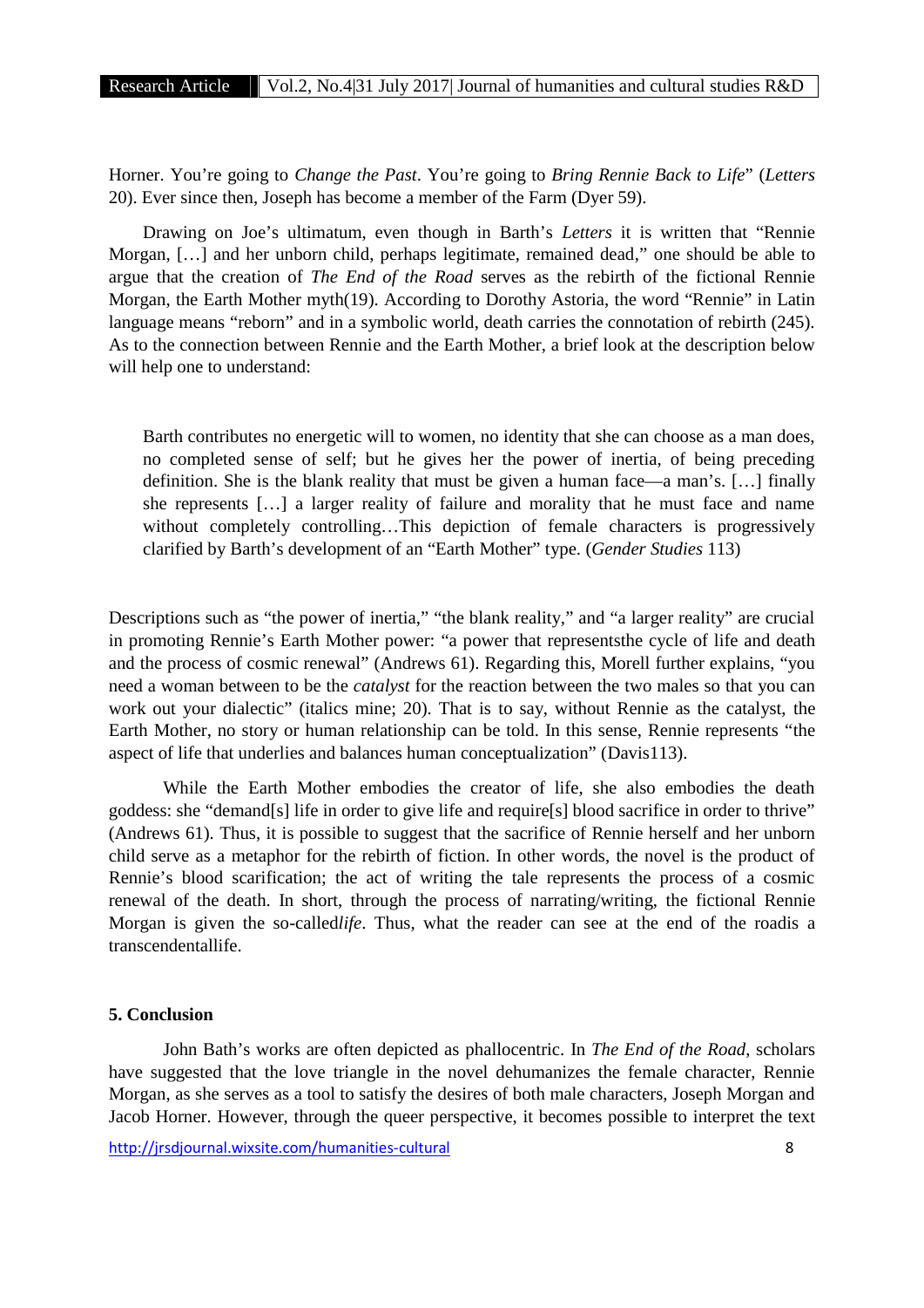Horner. You're going to *Change the Past*. You're going to *Bring Rennie Back to Life*" (*Letters* 20). Ever since then, Joseph has become a member of the Farm (Dyer 59).

Drawing on Joe's ultimatum, even though in Barth's *Letters* it is written that "Rennie Morgan, […] and her unborn child, perhaps legitimate, remained dead," one should be able to argue that the creation of *The End of the Road* serves as the rebirth of the fictional Rennie Morgan, the Earth Mother myth(19). According to Dorothy Astoria, the word "Rennie" in Latin language means "reborn" and in a symbolic world, death carries the connotation of rebirth (245). As to the connection between Rennie and the Earth Mother, a brief look at the description below will help one to understand:

> Barth contributes no energetic will to women, no identity that she can choose as a man does, no completed sense of self; but he gives her the power of inertia, of being preceding definition. She is the blank reality that must be given a human face—a man's. […] finally she represents […] a larger reality of failure and morality that he must face and name without completely controlling…This depiction of female characters is progressively clarified by Barth's development of an "Earth Mother" type. (*Gender Studies* 113)

Descriptions such as "the power of inertia," "the blank reality," and "a larger reality" are crucial in promoting Rennie's Earth Mother power: "a power that representsthe cycle of life and death and the process of cosmic renewal" (Andrews 61). Regarding this, Morell further explains, "you need a woman between to be the *catalyst* for the reaction between the two males so that you can work out your dialectic" (italics mine; 20). That is to say, without Rennie as the catalyst, the Earth Mother, no story or human relationship can be told. In this sense, Rennie represents "the aspect of life that underlies and balances human conceptualization" (Davis113).

While the Earth Mother embodies the creator of life, she also embodies the death goddess: she "demand[s] life in order to give life and require[s] blood sacrifice in order to thrive" (Andrews 61). Thus, it is possible to suggest that the sacrifice of Rennie herself and her unborn child serve as a metaphor for the rebirth of fiction. In other words, the novel is the product of Rennie's blood scarification; the act of writing the tale represents the process of a cosmic renewal of the death. In short, through the process of narrating/writing, the fictional Rennie Morgan is given the so-called*life*. Thus, what the reader can see at the end of the roadis a transcendentallife.

## 5. Conclusion

John Bath's works are often depicted as phallocentric. In *The End of the Road*, scholars have suggested that the love triangle in the novel dehumanizes the female character, Rennie Morgan, as she serves as a tool to satisfy the desires of both male characters, Joseph Morgan and Jacob Horner. However, through the queer perspective, it becomes possible to interpret the text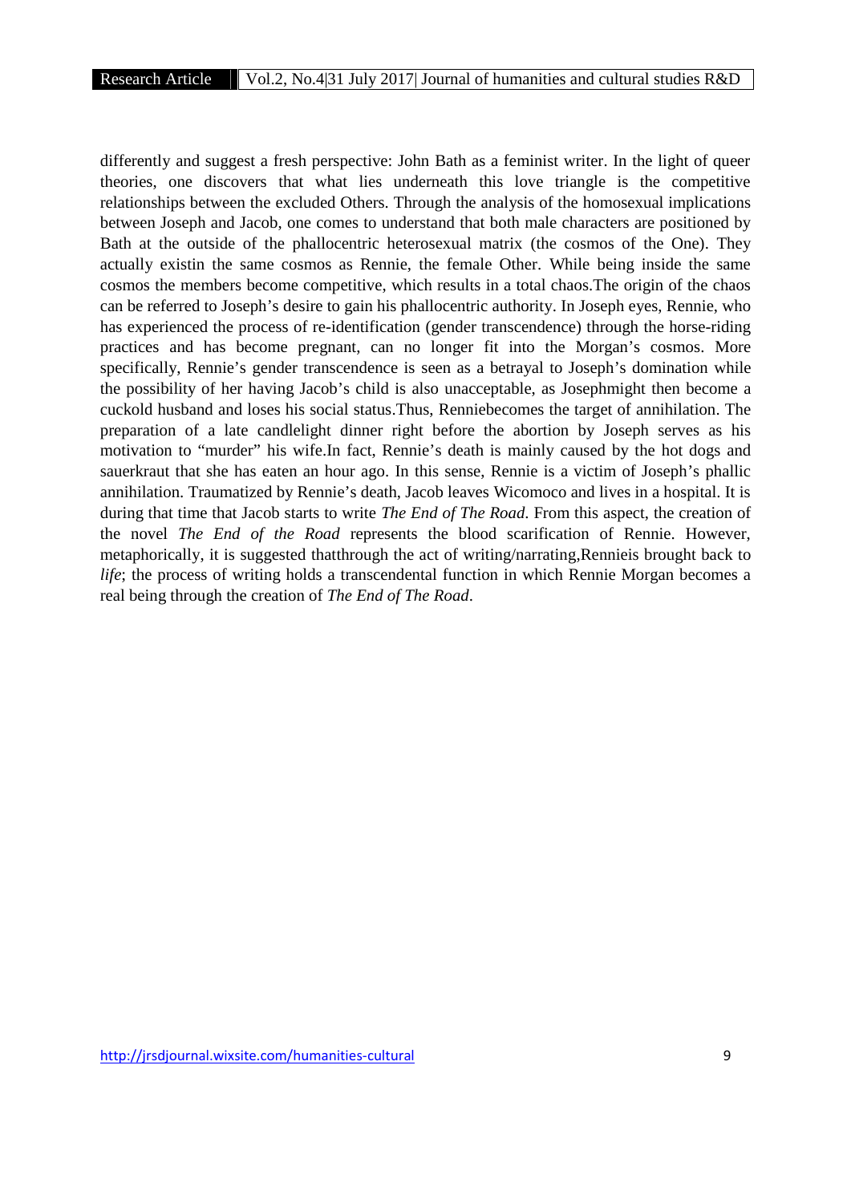differently and suggest a fresh perspective: John Bath as a feminist writer. In the light of queer theories, one discovers that what lies underneath this love triangle is the competitive relationships between the excluded Others. Through the analysis of the homosexual implications between Joseph and Jacob, one comes to understand that both male characters are positioned by Bath at the outside of the phallocentric heterosexual matrix (the cosmos of the One). They actually existin the same cosmos as Rennie, the female Other. While being inside the same cosmos the members become competitive, which results in a total chaos.The origin of the chaos can be referred to Joseph's desire to gain his phallocentric authority. In Joseph eyes, Rennie, who has experienced the process of re-identification (gender transcendence) through the horse-riding practices and has become pregnant, can no longer fit into the Morgan's cosmos. More specifically, Rennie's gender transcendence is seen as a betrayal to Joseph's domination while the possibility of her having Jacob's child is also unacceptable, as Josephmight then become a cuckold husband and loses his social status.Thus, Renniebecomes the target of annihilation. The preparation of a late candlelight dinner right before the abortion by Joseph serves as his motivation to "murder" his wife.In fact, Rennie's death is mainly caused by the hot dogs and sauerkraut that she has eaten an hour ago. In this sense, Rennie is a victim of Joseph's phallic annihilation. Traumatized by Rennie's death, Jacob leaves Wicomoco and lives in a hospital. It is during that time that Jacob starts to write *The End of The Road*. From this aspect, the creation of the novel *The End of the Road* represents the blood scarification of Rennie. However, metaphorically, it is suggested thatthrough the act of writing/narrating,Rennieis brought back to *life*; the process of writing holds a transcendental function in which Rennie Morgan becomes a real being through the creation of *The End of The Road*.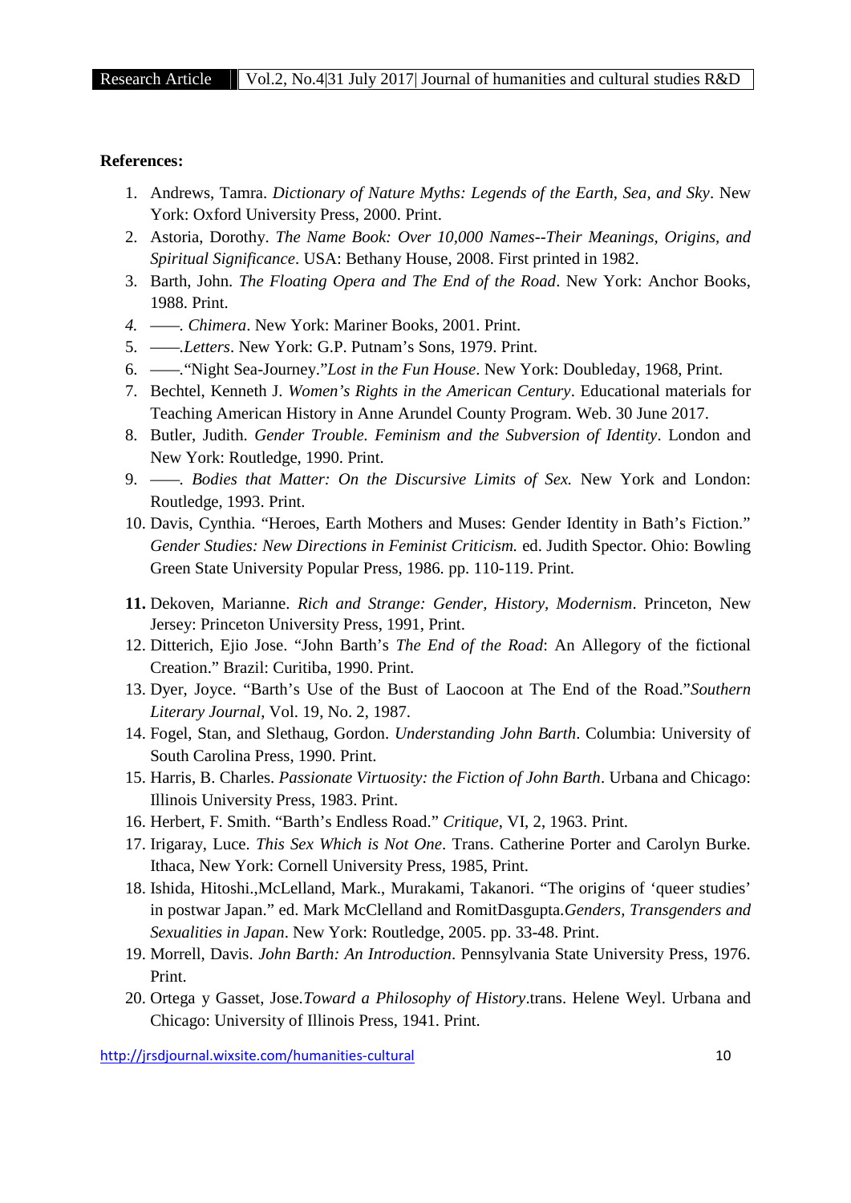**References:**

1. Andrews, Tamra. *Dictionary of Nature Myths: Legends of the Earth, Sea, and Sky*. New York: Oxford University Press, 2000. Print.
2. Astoria, Dorothy. *The Name Book: Over 10,000 Names--Their Meanings, Origins, and Spiritual Significance*. USA: Bethany House, 2008. First printed in 1982.
3. Barth, John. *The Floating Opera and The End of the Road*. New York: Anchor Books, 1988. Print.
4. ——. *Chimera*. New York: Mariner Books, 2001. Print.
5. ——.*Letters*. New York: G.P. Putnam's Sons, 1979. Print.
6. ——."Night Sea-Journey."*Lost in the Fun House*. New York: Doubleday, 1968, Print.
7. Bechtel, Kenneth J. *Women's Rights in the American Century*. Educational materials for Teaching American History in Anne Arundel County Program. Web. 30 June 2017.
8. Butler, Judith. *Gender Trouble. Feminism and the Subversion of Identity*. London and New York: Routledge, 1990. Print.
9. ——. *Bodies that Matter: On the Discursive Limits of Sex.* New York and London: Routledge, 1993. Print.
10. Davis, Cynthia. "Heroes, Earth Mothers and Muses: Gender Identity in Bath's Fiction." *Gender Studies: New Directions in Feminist Criticism.* ed. Judith Spector. Ohio: Bowling Green State University Popular Press, 1986. pp. 110-119. Print.
11. Dekoven, Marianne. *Rich and Strange: Gender, History, Modernism*. Princeton, New Jersey: Princeton University Press, 1991, Print.
12. Ditterich, Ejio Jose. "John Barth's *The End of the Road*: An Allegory of the fictional Creation." Brazil: Curitiba, 1990. Print.
13. Dyer, Joyce. "Barth's Use of the Bust of Laocoon at The End of the Road."*Southern Literary Journal*, Vol. 19, No. 2, 1987.
14. Fogel, Stan, and Slethaug, Gordon. *Understanding John Barth*. Columbia: University of South Carolina Press, 1990. Print.
15. Harris, B. Charles. *Passionate Virtuosity: the Fiction of John Barth*. Urbana and Chicago: Illinois University Press, 1983. Print.
16. Herbert, F. Smith. "Barth's Endless Road." *Critique*, VI, 2, 1963. Print.
17. Irigaray, Luce. *This Sex Which is Not One*. Trans. Catherine Porter and Carolyn Burke. Ithaca, New York: Cornell University Press, 1985, Print.
18. Ishida, Hitoshi.,McLelland, Mark., Murakami, Takanori. "The origins of 'queer studies' in postwar Japan." ed. Mark McClelland and RomitDasgupta.*Genders, Transgenders and Sexualities in Japan*. New York: Routledge, 2005. pp. 33-48. Print.
19. Morrell, Davis. *John Barth: An Introduction*. Pennsylvania State University Press, 1976. Print.
20. Ortega y Gasset, Jose.*Toward a Philosophy of History*.trans. Helene Weyl. Urbana and Chicago: University of Illinois Press, 1941. Print.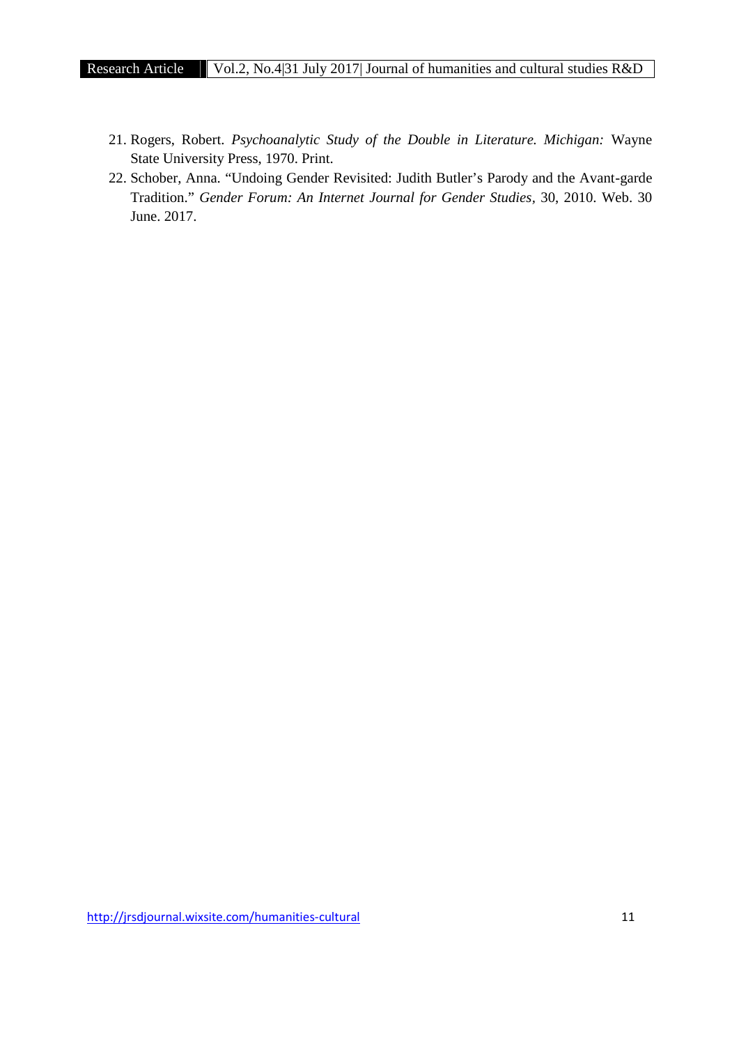21. Rogers, Robert. *Psychoanalytic Study of the Double in Literature. Michigan:* Wayne State University Press, 1970. Print.
22. Schober, Anna. "Undoing Gender Revisited: Judith Butler's Parody and the Avant-garde Tradition." *Gender Forum: An Internet Journal for Gender Studies*, 30, 2010. Web. 30 June. 2017.